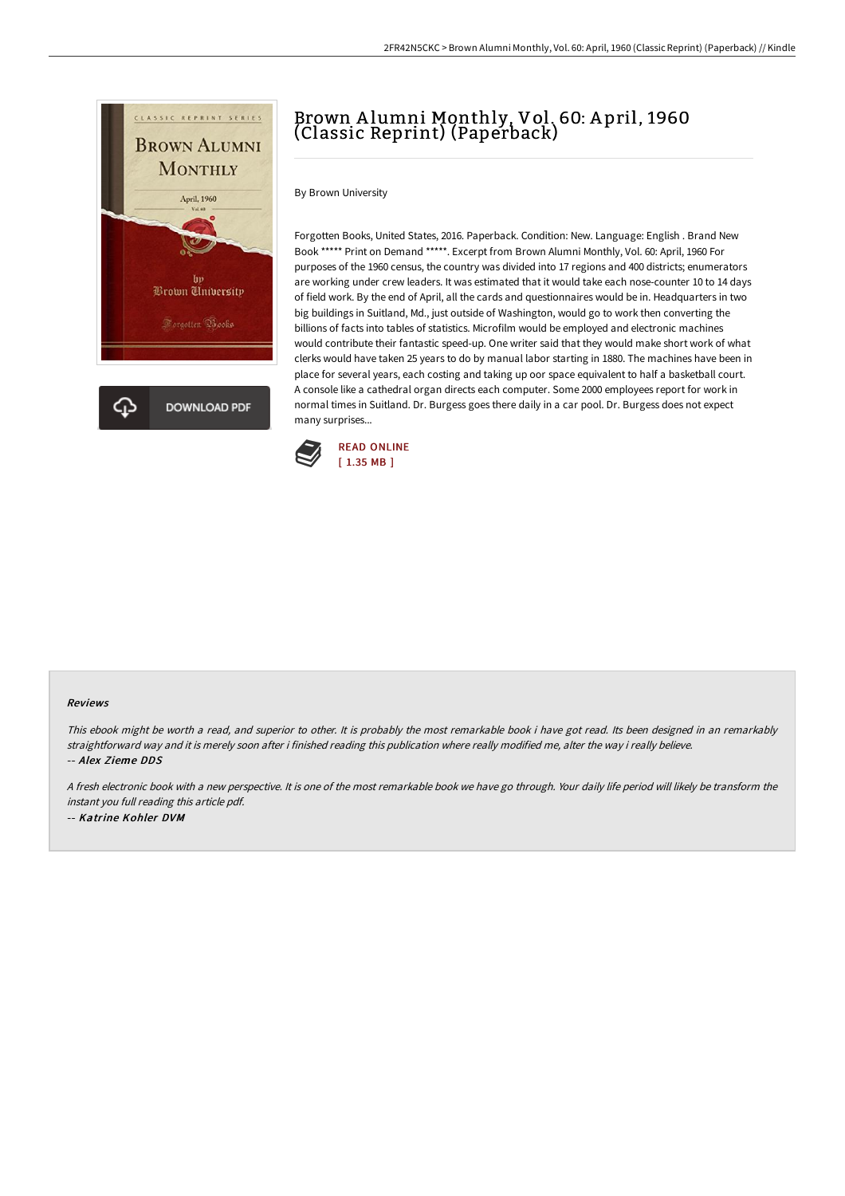# Brown Alumni Monthly, Vol. 60: April, 1960 (Classic Reprint) (Paperback)

By Brown University

Forgotten Books, United States, 2016. Paperback. Condition: New. Language: English . Brand New Book ***** Print on Demand *****. Excerpt from Brown Alumni Monthly, Vol. 60: April, 1960 For purposes of the 1960 census, the country was divided into 17 regions and 400 districts; enumerators are working under crew leaders. It was estimated that it would take each nose-counter 10 to 14 days of field work. By the end of April, all the cards and questionnaires would be in. Headquarters in two big buildings in Suitland, Md., just outside of Washington, would go to work then converting the billions of facts into tables of statistics. Microfilm would be employed and electronic machines would contribute their fantastic speed-up. One writer said that they would make short work of what clerks would have taken 25 years to do by manual labor starting in 1880. The machines have been in place for several years, each costing and taking up oor space equivalent to half a basketball court. A console like a cathedral organ directs each computer. Some 2000 employees report for work in normal times in Suitland. Dr. Burgess goes there daily in a car pool. Dr. Burgess does not expect many surprises...

DOWNLOAD PDF

READ ONLINE
[ 1.35 MB ]

## Reviews

*This ebook might be worth a read, and superior to other. It is probably the most remarkable book i have got read. Its been designed in an remarkably straightforward way and it is merely soon after i finished reading this publication where really modified me, alter the way i really believe.*
-- *Alex Zieme DDS*

*A fresh electronic book with a new perspective. It is one of the most remarkable book we have go through. Your daily life period will likely be transform the instant you full reading this article pdf.*
-- *Katrine Kohler DVM*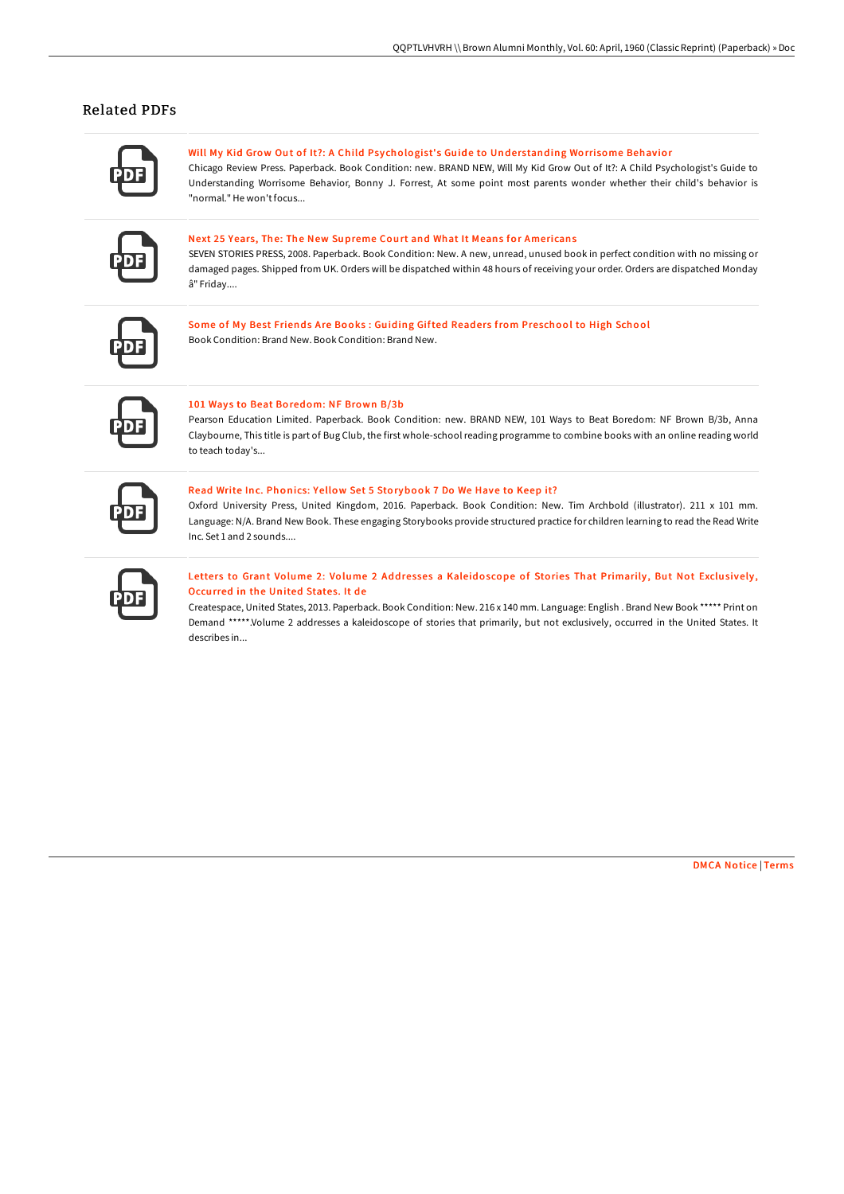## Related PDFs

**Will My Kid Grow Out of It?: A Child Psychologist's Guide to Understanding Worrisome Behavior**

Chicago Review Press. Paperback. Book Condition: new. BRAND NEW, Will My Kid Grow Out of It?: A Child Psychologist's Guide to Understanding Worrisome Behavior, Bonny J. Forrest, At some point most parents wonder whether their child's behavior is "normal." He won't focus...

**Next 25 Years, The: The New Supreme Court and What It Means for Americans**

SEVEN STORIES PRESS, 2008. Paperback. Book Condition: New. A new, unread, unused book in perfect condition with no missing or damaged pages. Shipped from UK. Orders will be dispatched within 48 hours of receiving your order. Orders are dispatched Monday â" Friday....

**Some of My Best Friends Are Books : Guiding Gifted Readers from Preschool to High School**

Book Condition: Brand New. Book Condition: Brand New.

**101 Ways to Beat Boredom: NF Brown B/3b**

Pearson Education Limited. Paperback. Book Condition: new. BRAND NEW, 101 Ways to Beat Boredom: NF Brown B/3b, Anna Claybourne, This title is part of Bug Club, the first whole-school reading programme to combine books with an online reading world to teach today's...

**Read Write Inc. Phonics: Yellow Set 5 Storybook 7 Do We Have to Keep it?**

Oxford University Press, United Kingdom, 2016. Paperback. Book Condition: New. Tim Archbold (illustrator). 211 x 101 mm. Language: N/A. Brand New Book. These engaging Storybooks provide structured practice for children learning to read the Read Write Inc. Set 1 and 2 sounds....

**Letters to Grant Volume 2: Volume 2 Addresses a Kaleidoscope of Stories That Primarily, But Not Exclusively, Occurred in the United States. It de**

Createspace, United States, 2013. Paperback. Book Condition: New. 216 x 140 mm. Language: English . Brand New Book ***** Print on Demand *****.Volume 2 addresses a kaleidoscope of stories that primarily, but not exclusively, occurred in the United States. It describes in...